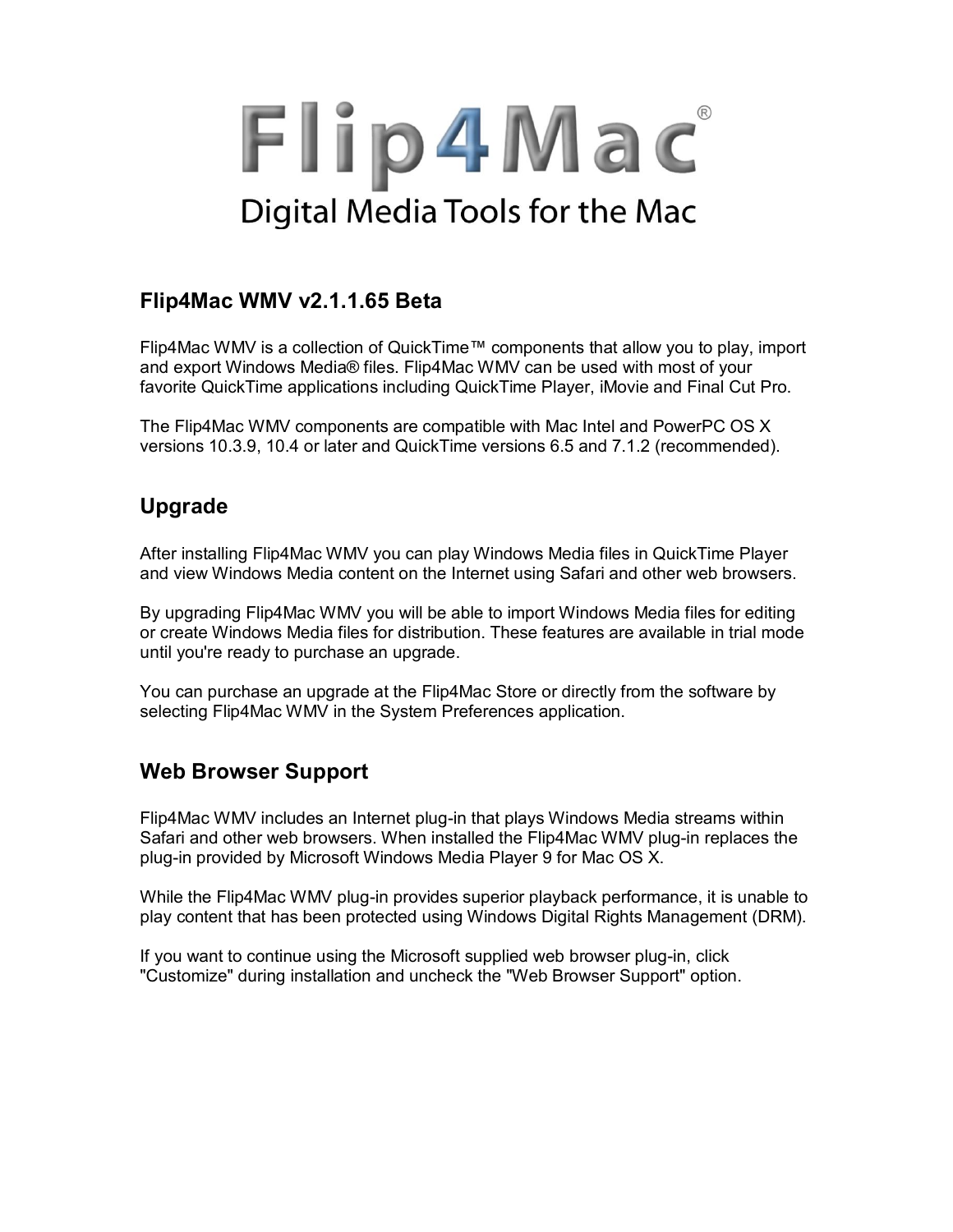# Flip4Mac®

Digital Media Tools for the Mac

## Flip4Mac WMV v2.1.1.65 Beta

Flip4Mac WMV is a collection of QuickTime™ components that allow you to play, import and export Windows Media® files. Flip4Mac WMV can be used with most of your favorite QuickTime applications including QuickTime Player, iMovie and Final Cut Pro.

The Flip4Mac WMV components are compatible with Mac Intel and PowerPC OS X versions 10.3.9, 10.4 or later and QuickTime versions 6.5 and 7.1.2 (recommended).

## Upgrade

After installing Flip4Mac WMV you can play Windows Media files in QuickTime Player and view Windows Media content on the Internet using Safari and other web browsers.

By upgrading Flip4Mac WMV you will be able to import Windows Media files for editing or create Windows Media files for distribution. These features are available in trial mode until you're ready to purchase an upgrade.

You can purchase an upgrade at the Flip4Mac Store or directly from the software by selecting Flip4Mac WMV in the System Preferences application.

## Web Browser Support

Flip4Mac WMV includes an Internet plug-in that plays Windows Media streams within Safari and other web browsers. When installed the Flip4Mac WMV plug-in replaces the plug-in provided by Microsoft Windows Media Player 9 for Mac OS X.

While the Flip4Mac WMV plug-in provides superior playback performance, it is unable to play content that has been protected using Windows Digital Rights Management (DRM).

If you want to continue using the Microsoft supplied web browser plug-in, click "Customize" during installation and uncheck the "Web Browser Support" option.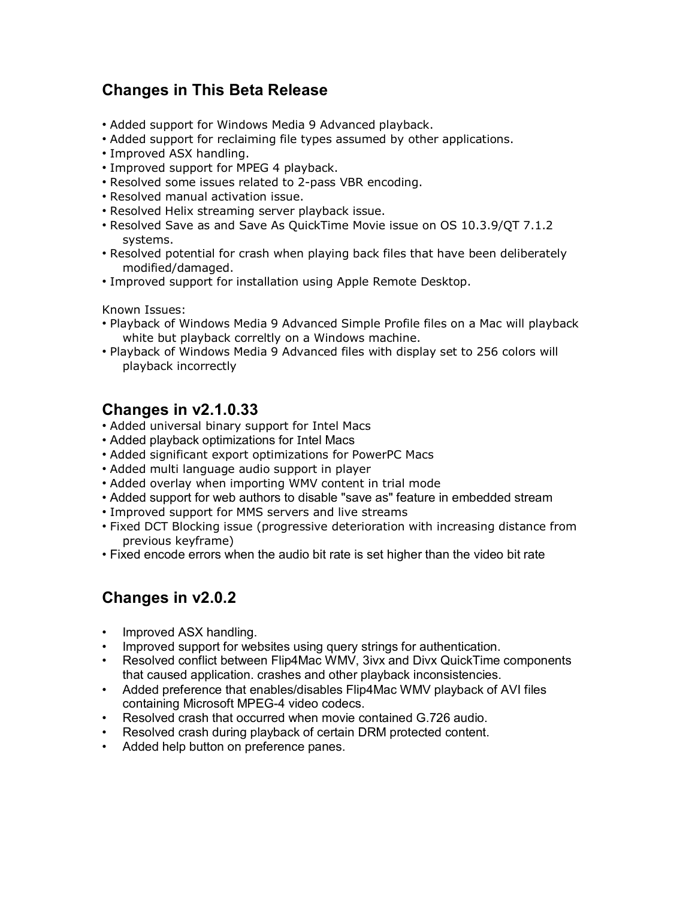## Changes in This Beta Release

- Added support for Windows Media 9 Advanced playback.
- Added support for reclaiming file types assumed by other applications.
- Improved ASX handling.
- Improved support for MPEG 4 playback.
- Resolved some issues related to 2-pass VBR encoding.
- Resolved manual activation issue.
- Resolved Helix streaming server playback issue.
- Resolved Save as and Save As QuickTime Movie issue on OS 10.3.9/QT 7.1.2 systems.
- Resolved potential for crash when playing back files that have been deliberately modified/damaged.
- Improved support for installation using Apple Remote Desktop.

Known Issues:

- Playback of Windows Media 9 Advanced Simple Profile files on a Mac will playback white but playback correltly on a Windows machine.
- Playback of Windows Media 9 Advanced files with display set to 256 colors will playback incorrectly

## Changes in v2.1.0.33

- Added universal binary support for Intel Macs
- Added playback optimizations for Intel Macs
- Added significant export optimizations for PowerPC Macs
- Added multi language audio support in player
- Added overlay when importing WMV content in trial mode
- Added support for web authors to disable "save as" feature in embedded stream
- Improved support for MMS servers and live streams
- Fixed DCT Blocking issue (progressive deterioration with increasing distance from previous keyframe)
- Fixed encode errors when the audio bit rate is set higher than the video bit rate

## Changes in v2.0.2

- Improved ASX handling.
- Improved support for websites using query strings for authentication.
- Resolved conflict between Flip4Mac WMV, 3ivx and Divx QuickTime components that caused application. crashes and other playback inconsistencies.
- Added preference that enables/disables Flip4Mac WMV playback of AVI files containing Microsoft MPEG-4 video codecs.
- Resolved crash that occurred when movie contained G.726 audio.
- Resolved crash during playback of certain DRM protected content.
- Added help button on preference panes.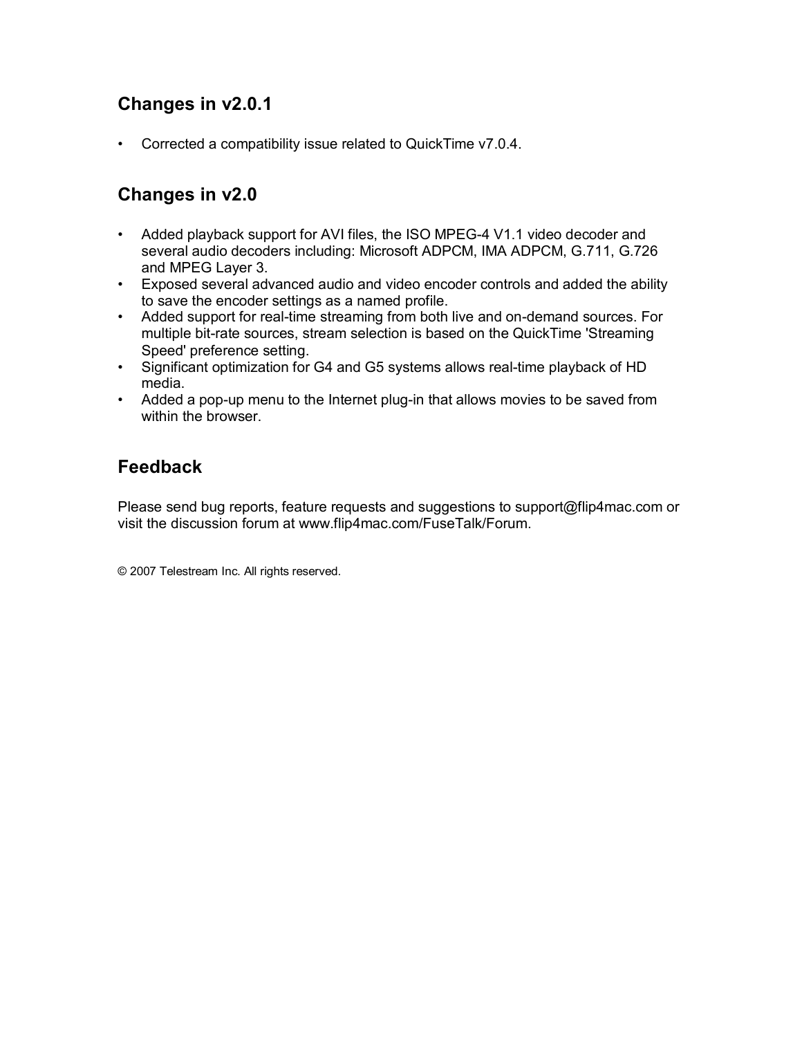## Changes in v2.0.1

- Corrected a compatibility issue related to QuickTime v7.0.4.

## Changes in v2.0

- Added playback support for AVI files, the ISO MPEG-4 V1.1 video decoder and several audio decoders including: Microsoft ADPCM, IMA ADPCM, G.711, G.726 and MPEG Layer 3.
- Exposed several advanced audio and video encoder controls and added the ability to save the encoder settings as a named profile.
- Added support for real-time streaming from both live and on-demand sources. For multiple bit-rate sources, stream selection is based on the QuickTime 'Streaming Speed' preference setting.
- Significant optimization for G4 and G5 systems allows real-time playback of HD media.
- Added a pop-up menu to the Internet plug-in that allows movies to be saved from within the browser.

## Feedback

Please send bug reports, feature requests and suggestions to support@flip4mac.com or visit the discussion forum at www.flip4mac.com/FuseTalk/Forum.

© 2007 Telestream Inc. All rights reserved.